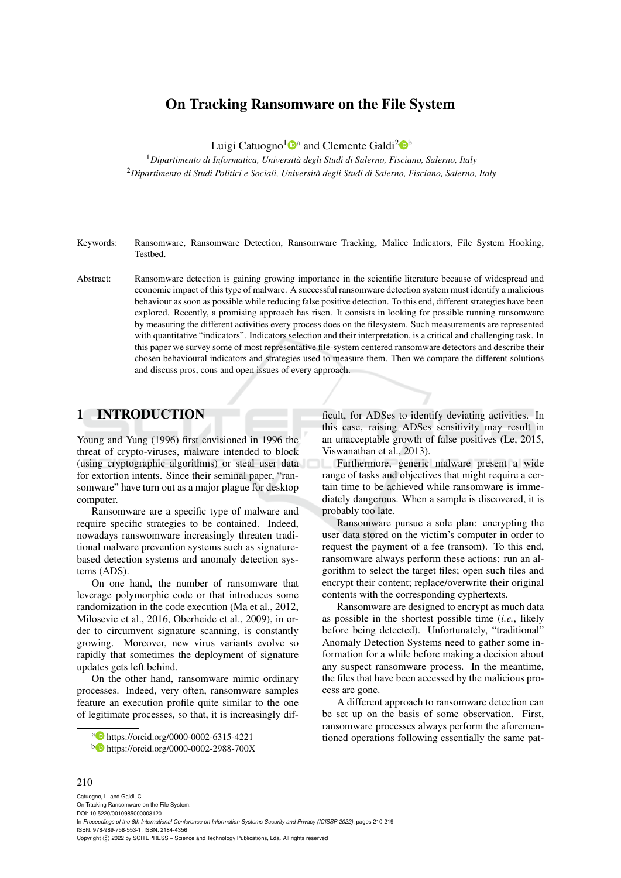# On Tracking Ransomware on the File System

Luigi Catuogno[1][a] and Clemente Galdi[2][b]

[1]*Dipartimento di Informatica, Università degli Studi di Salerno, Fisciano, Salerno, Italy*
[2]*Dipartimento di Studi Politici e Sociali, Università degli Studi di Salerno, Fisciano, Salerno, Italy*

Keywords: Ransomware, Ransomware Detection, Ransomware Tracking, Malice Indicators, File System Hooking, Testbed.

Abstract: Ransomware detection is gaining growing importance in the scientific literature because of widespread and economic impact of this type of malware. A successful ransomware detection system must identify a malicious behaviour as soon as possible while reducing false positive detection. To this end, different strategies have been explored. Recently, a promising approach has risen. It consists in looking for possible running ransomware by measuring the different activities every process does on the filesystem. Such measurements are represented with quantitative "indicators". Indicators selection and their interpretation, is a critical and challenging task. In this paper we survey some of most representative file-system centered ransomware detectors and describe their chosen behavioural indicators and strategies used to measure them. Then we compare the different solutions and discuss pros, cons and open issues of every approach.

## 1 INTRODUCTION

Young and Yung (1996) first envisioned in 1996 the threat of crypto-viruses, malware intended to block (using cryptographic algorithms) or steal user data for extortion intents. Since their seminal paper, "ransomware" have turn out as a major plague for desktop computer.

Ransomware are a specific type of malware and require specific strategies to be contained. Indeed, nowadays ranswomware increasingly threaten traditional malware prevention systems such as signature-based detection systems and anomaly detection systems (ADS).

On one hand, the number of ransomware that leverage polymorphic code or that introduces some randomization in the code execution (Ma et al., 2012, Milosevic et al., 2016, Oberheide et al., 2009), in order to circumvent signature scanning, is constantly growing. Moreover, new virus variants evolve so rapidly that sometimes the deployment of signature updates gets left behind.

On the other hand, ransomware mimic ordinary processes. Indeed, very often, ransomware samples feature an execution profile quite similar to the one of legitimate processes, so that, it is increasingly difficult, for ADSes to identify deviating activities. In this case, raising ADSes sensitivity may result in an unacceptable growth of false positives (Le, 2015, Viswanathan et al., 2013).

Furthermore, generic malware present a wide range of tasks and objectives that might require a certain time to be achieved while ransomware is immediately dangerous. When a sample is discovered, it is probably too late.

Ransomware pursue a sole plan: encrypting the user data stored on the victim's computer in order to request the payment of a fee (ransom). To this end, ransomware always perform these actions: run an algorithm to select the target files; open such files and encrypt their content; replace/overwrite their original contents with the corresponding cyphertexts.

Ransomware are designed to encrypt as much data as possible in the shortest possible time (*i.e.*, likely before being detected). Unfortunately, "traditional" Anomaly Detection Systems need to gather some information for a while before making a decision about any suspect ransomware process. In the meantime, the files that have been accessed by the malicious process are gone.

A different approach to ransomware detection can be set up on the basis of some observation. First, ransomware processes always perform the aforementioned operations following essentially the same pat-

[a] https://orcid.org/0000-0002-6315-4221
[b] https://orcid.org/0000-0002-2988-700X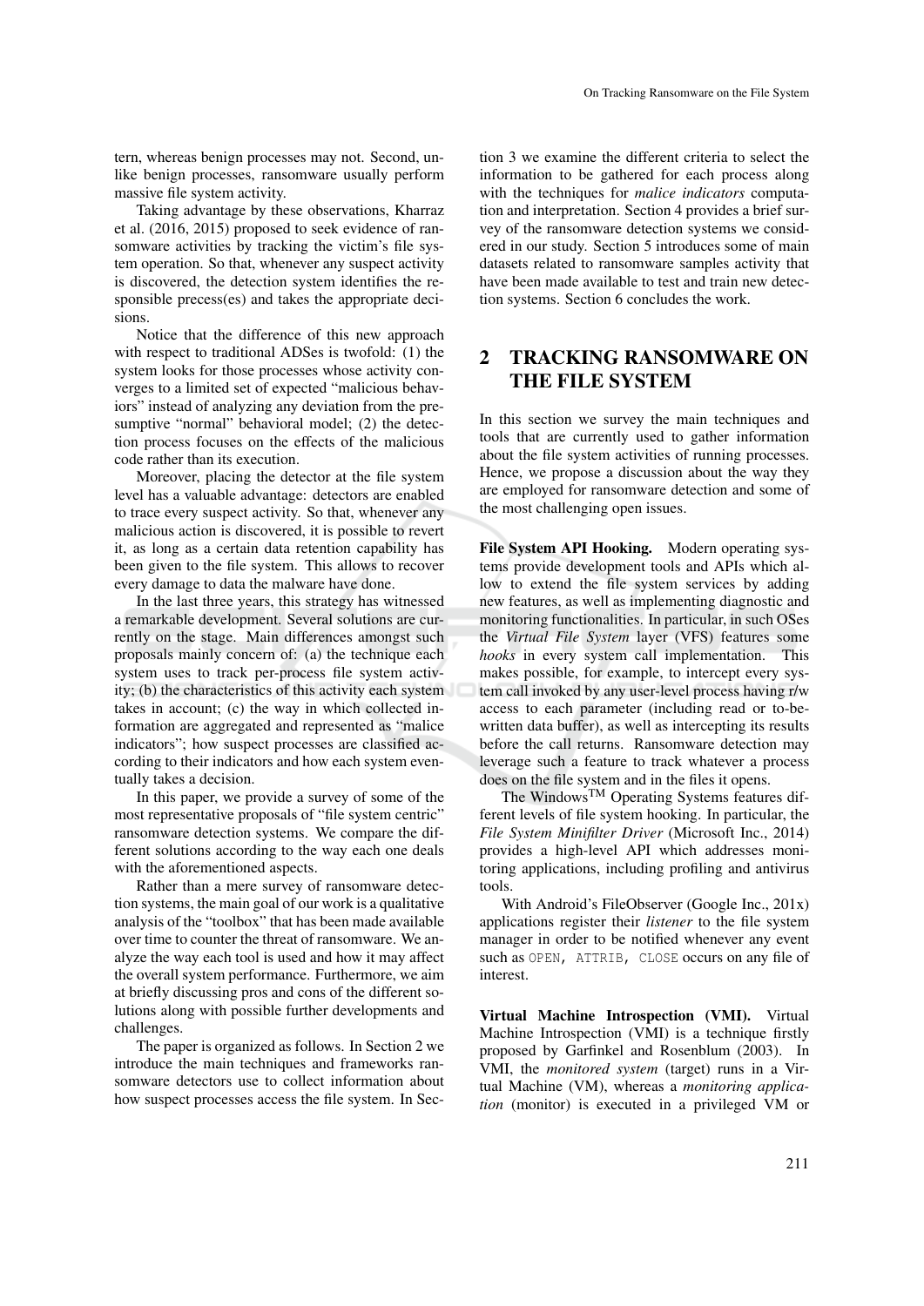tern, whereas benign processes may not. Second, unlike benign processes, ransomware usually perform massive file system activity.

Taking advantage by these observations, Kharraz et al. (2016, 2015) proposed to seek evidence of ransomware activities by tracking the victim's file system operation. So that, whenever any suspect activity is discovered, the detection system identifies the responsible precess(es) and takes the appropriate decisions.

Notice that the difference of this new approach with respect to traditional ADSes is twofold: (1) the system looks for those processes whose activity converges to a limited set of expected "malicious behaviors" instead of analyzing any deviation from the presumptive "normal" behavioral model; (2) the detection process focuses on the effects of the malicious code rather than its execution.

Moreover, placing the detector at the file system level has a valuable advantage: detectors are enabled to trace every suspect activity. So that, whenever any malicious action is discovered, it is possible to revert it, as long as a certain data retention capability has been given to the file system. This allows to recover every damage to data the malware have done.

In the last three years, this strategy has witnessed a remarkable development. Several solutions are currently on the stage. Main differences amongst such proposals mainly concern of: (a) the technique each system uses to track per-process file system activity; (b) the characteristics of this activity each system takes in account; (c) the way in which collected information are aggregated and represented as "malice indicators"; how suspect processes are classified according to their indicators and how each system eventually takes a decision.

In this paper, we provide a survey of some of the most representative proposals of "file system centric" ransomware detection systems. We compare the different solutions according to the way each one deals with the aforementioned aspects.

Rather than a mere survey of ransomware detection systems, the main goal of our work is a qualitative analysis of the "toolbox" that has been made available over time to counter the threat of ransomware. We analyze the way each tool is used and how it may affect the overall system performance. Furthermore, we aim at briefly discussing pros and cons of the different solutions along with possible further developments and challenges.

The paper is organized as follows. In Section 2 we introduce the main techniques and frameworks ransomware detectors use to collect information about how suspect processes access the file system. In Section 3 we examine the different criteria to select the information to be gathered for each process along with the techniques for *malice indicators* computation and interpretation. Section 4 provides a brief survey of the ransomware detection systems we considered in our study. Section 5 introduces some of main datasets related to ransomware samples activity that have been made available to test and train new detection systems. Section 6 concludes the work.

## 2 TRACKING RANSOMWARE ON THE FILE SYSTEM

In this section we survey the main techniques and tools that are currently used to gather information about the file system activities of running processes. Hence, we propose a discussion about the way they are employed for ransomware detection and some of the most challenging open issues.

**File System API Hooking.** Modern operating systems provide development tools and APIs which allow to extend the file system services by adding new features, as well as implementing diagnostic and monitoring functionalities. In particular, in such OSes the *Virtual File System* layer (VFS) features some *hooks* in every system call implementation. This makes possible, for example, to intercept every system call invoked by any user-level process having r/w access to each parameter (including read or to-be-written data buffer), as well as intercepting its results before the call returns. Ransomware detection may leverage such a feature to track whatever a process does on the file system and in the files it opens.

The Windows™ Operating Systems features different levels of file system hooking. In particular, the *File System Minifilter Driver* (Microsoft Inc., 2014) provides a high-level API which addresses monitoring applications, including profiling and antivirus tools.

With Android's FileObserver (Google Inc., 201x) applications register their *listener* to the file system manager in order to be notified whenever any event such as `OPEN, ATTRIB, CLOSE` occurs on any file of interest.

**Virtual Machine Introspection (VMI).** Virtual Machine Introspection (VMI) is a technique firstly proposed by Garfinkel and Rosenblum (2003). In VMI, the *monitored system* (target) runs in a Virtual Machine (VM), whereas a *monitoring application* (monitor) is executed in a privileged VM or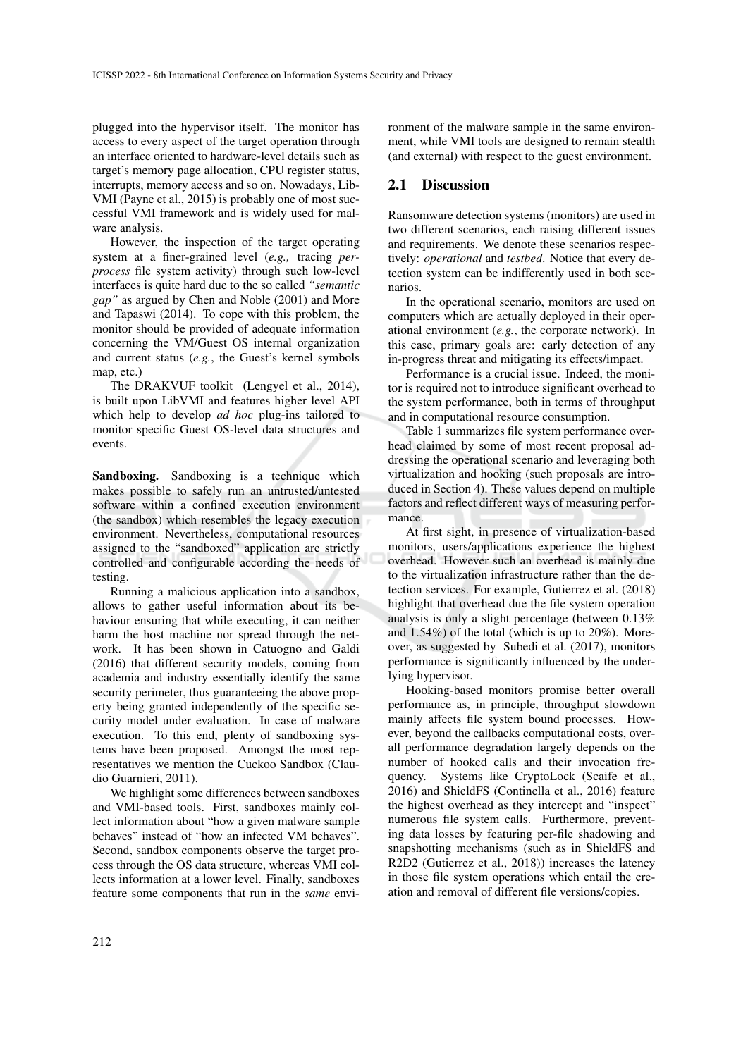plugged into the hypervisor itself. The monitor has access to every aspect of the target operation through an interface oriented to hardware-level details such as target's memory page allocation, CPU register status, interrupts, memory access and so on. Nowadays, LibVMI (Payne et al., 2015) is probably one of most successful VMI framework and is widely used for malware analysis.

However, the inspection of the target operating system at a finer-grained level (*e.g.,* tracing *per-process* file system activity) through such low-level interfaces is quite hard due to the so called *"semantic gap"* as argued by Chen and Noble (2001) and More and Tapaswi (2014). To cope with this problem, the monitor should be provided of adequate information concerning the VM/Guest OS internal organization and current status (*e.g.*, the Guest's kernel symbols map, etc.)

The DRAKVUF toolkit (Lengyel et al., 2014), is built upon LibVMI and features higher level API which help to develop *ad hoc* plug-ins tailored to monitor specific Guest OS-level data structures and events.

**Sandboxing.** Sandboxing is a technique which makes possible to safely run an untrusted/untested software within a confined execution environment (the sandbox) which resembles the legacy execution environment. Nevertheless, computational resources assigned to the "sandboxed" application are strictly controlled and configurable according the needs of testing.

Running a malicious application into a sandbox, allows to gather useful information about its behaviour ensuring that while executing, it can neither harm the host machine nor spread through the network. It has been shown in Catuogno and Galdi (2016) that different security models, coming from academia and industry essentially identify the same security perimeter, thus guaranteeing the above property being granted independently of the specific security model under evaluation. In case of malware execution. To this end, plenty of sandboxing systems have been proposed. Amongst the most representatives we mention the Cuckoo Sandbox (Claudio Guarnieri, 2011).

We highlight some differences between sandboxes and VMI-based tools. First, sandboxes mainly collect information about "how a given malware sample behaves" instead of "how an infected VM behaves". Second, sandbox components observe the target process through the OS data structure, whereas VMI collects information at a lower level. Finally, sandboxes feature some components that run in the *same* environment of the malware sample in the same environment, while VMI tools are designed to remain stealth (and external) with respect to the guest environment.

## 2.1 Discussion

Ransomware detection systems (monitors) are used in two different scenarios, each raising different issues and requirements. We denote these scenarios respectively: *operational* and *testbed*. Notice that every detection system can be indifferently used in both scenarios.

In the operational scenario, monitors are used on computers which are actually deployed in their operational environment (*e.g.*, the corporate network). In this case, primary goals are: early detection of any in-progress threat and mitigating its effects/impact.

Performance is a crucial issue. Indeed, the monitor is required not to introduce significant overhead to the system performance, both in terms of throughput and in computational resource consumption.

Table 1 summarizes file system performance overhead claimed by some of most recent proposal addressing the operational scenario and leveraging both virtualization and hooking (such proposals are introduced in Section 4). These values depend on multiple factors and reflect different ways of measuring performance.

At first sight, in presence of virtualization-based monitors, users/applications experience the highest overhead. However such an overhead is mainly due to the virtualization infrastructure rather than the detection services. For example, Gutierrez et al. (2018) highlight that overhead due the file system operation analysis is only a slight percentage (between 0.13% and 1.54%) of the total (which is up to 20%). Moreover, as suggested by Subedi et al. (2017), monitors performance is significantly influenced by the underlying hypervisor.

Hooking-based monitors promise better overall performance as, in principle, throughput slowdown mainly affects file system bound processes. However, beyond the callbacks computational costs, overall performance degradation largely depends on the number of hooked calls and their invocation frequency. Systems like CryptoLock (Scaife et al., 2016) and ShieldFS (Continella et al., 2016) feature the highest overhead as they intercept and "inspect" numerous file system calls. Furthermore, preventing data losses by featuring per-file shadowing and snapshotting mechanisms (such as in ShieldFS and R2D2 (Gutierrez et al., 2018)) increases the latency in those file system operations which entail the creation and removal of different file versions/copies.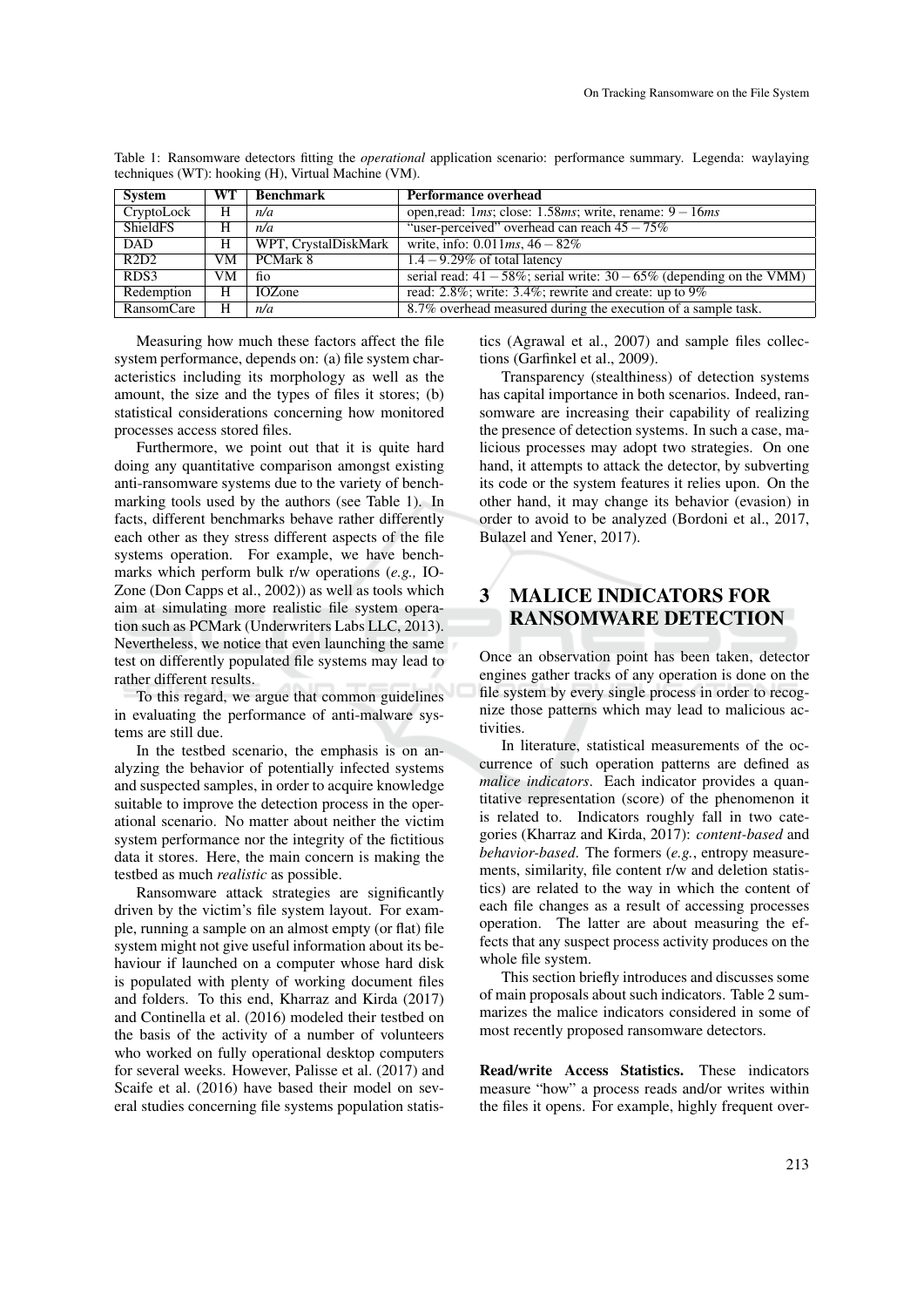Table 1: Ransomware detectors fitting the *operational* application scenario: performance summary. Legenda: waylaying techniques (WT): hooking (H), Virtual Machine (VM).

| System | WT | Benchmark | Performance overhead |
|---|---|---|---|
| CryptoLock | H | *n/a* | open,read: $1ms$; close: $1.58ms$; write, rename: $9-16ms$ |
| ShieldFS | H | *n/a* | "user-perceived" overhead can reach $45-75\%$ |
| DAD | H | WPT, CrystalDiskMark | write, info: $0.011ms$, $46-82\%$ |
| R2D2 | VM | PCMark 8 | $1.4-9.29\%$ of total latency |
| RDS3 | VM | fio | serial read: $41-58\%$; serial write: $30-65\%$ (depending on the VMM) |
| Redemption | H | IOZone | read: 2.8%; write: 3.4%; rewrite and create: up to 9% |
| RansomCare | H | *n/a* | 8.7% overhead measured during the execution of a sample task. |

Measuring how much these factors affect the file system performance, depends on: (a) file system characteristics including its morphology as well as the amount, the size and the types of files it stores; (b) statistical considerations concerning how monitored processes access stored files.

Furthermore, we point out that it is quite hard doing any quantitative comparison amongst existing anti-ransomware systems due to the variety of benchmarking tools used by the authors (see Table 1). In facts, different benchmarks behave rather differently each other as they stress different aspects of the file systems operation. For example, we have benchmarks which perform bulk r/w operations (*e.g.,* IOZone (Don Capps et al., 2002)) as well as tools which aim at simulating more realistic file system operation such as PCMark (Underwriters Labs LLC, 2013). Nevertheless, we notice that even launching the same test on differently populated file systems may lead to rather different results.

To this regard, we argue that common guidelines in evaluating the performance of anti-malware systems are still due.

In the testbed scenario, the emphasis is on analyzing the behavior of potentially infected systems and suspected samples, in order to acquire knowledge suitable to improve the detection process in the operational scenario. No matter about neither the victim system performance nor the integrity of the fictitious data it stores. Here, the main concern is making the testbed as much *realistic* as possible.

Ransomware attack strategies are significantly driven by the victim's file system layout. For example, running a sample on an almost empty (or flat) file system might not give useful information about its behaviour if launched on a computer whose hard disk is populated with plenty of working document files and folders. To this end, Kharraz and Kirda (2017) and Continella et al. (2016) modeled their testbed on the basis of the activity of a number of volunteers who worked on fully operational desktop computers for several weeks. However, Palisse et al. (2017) and Scaife et al. (2016) have based their model on several studies concerning file systems population statistics (Agrawal et al., 2007) and sample files collections (Garfinkel et al., 2009).

Transparency (stealthiness) of detection systems has capital importance in both scenarios. Indeed, ransomware are increasing their capability of realizing the presence of detection systems. In such a case, malicious processes may adopt two strategies. On one hand, it attempts to attack the detector, by subverting its code or the system features it relies upon. On the other hand, it may change its behavior (evasion) in order to avoid to be analyzed (Bordoni et al., 2017, Bulazel and Yener, 2017).

# 3 MALICE INDICATORS FOR RANSOMWARE DETECTION

Once an observation point has been taken, detector engines gather tracks of any operation is done on the file system by every single process in order to recognize those patterns which may lead to malicious activities.

In literature, statistical measurements of the occurrence of such operation patterns are defined as *malice indicators*. Each indicator provides a quantitative representation (score) of the phenomenon it is related to. Indicators roughly fall in two categories (Kharraz and Kirda, 2017): *content-based* and *behavior-based*. The formers (*e.g.*, entropy measurements, similarity, file content r/w and deletion statistics) are related to the way in which the content of each file changes as a result of accessing processes operation. The latter are about measuring the effects that any suspect process activity produces on the whole file system.

This section briefly introduces and discusses some of main proposals about such indicators. Table 2 summarizes the malice indicators considered in some of most recently proposed ransomware detectors.

**Read/write Access Statistics.** These indicators measure "how" a process reads and/or writes within the files it opens. For example, highly frequent over-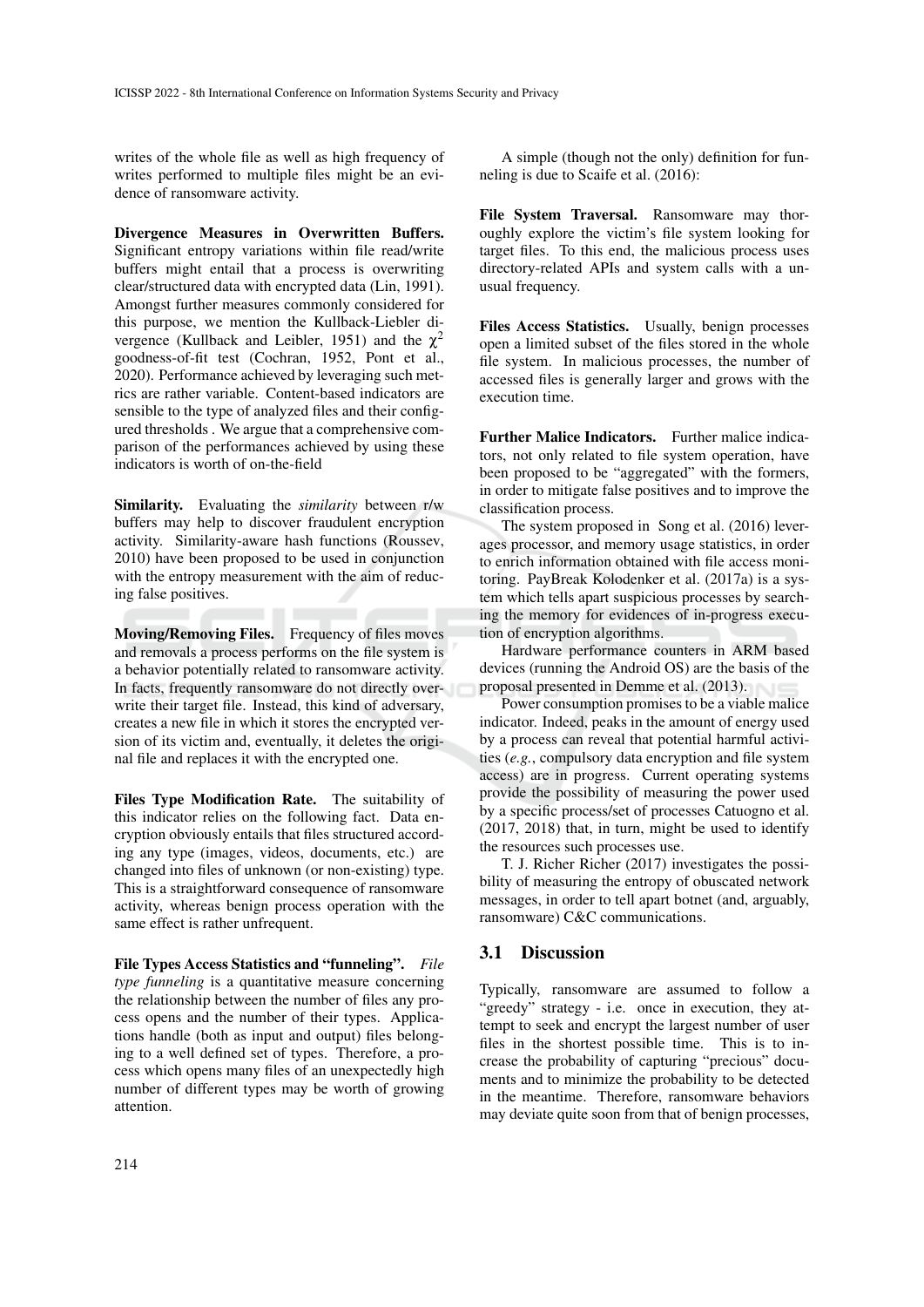writes of the whole file as well as high frequency of writes performed to multiple files might be an evidence of ransomware activity.

**Divergence Measures in Overwritten Buffers.** Significant entropy variations within file read/write buffers might entail that a process is overwriting clear/structured data with encrypted data (Lin, 1991). Amongst further measures commonly considered for this purpose, we mention the Kullback-Liebler divergence (Kullback and Leibler, 1951) and the $\chi^2$ goodness-of-fit test (Cochran, 1952, Pont et al., 2020). Performance achieved by leveraging such metrics are rather variable. Content-based indicators are sensible to the type of analyzed files and their configured thresholds . We argue that a comprehensive comparison of the performances achieved by using these indicators is worth of on-the-field

**Similarity.** Evaluating the *similarity* between r/w buffers may help to discover fraudulent encryption activity. Similarity-aware hash functions (Roussev, 2010) have been proposed to be used in conjunction with the entropy measurement with the aim of reducing false positives.

**Moving/Removing Files.** Frequency of files moves and removals a process performs on the file system is a behavior potentially related to ransomware activity. In facts, frequently ransomware do not directly overwrite their target file. Instead, this kind of adversary, creates a new file in which it stores the encrypted version of its victim and, eventually, it deletes the original file and replaces it with the encrypted one.

**Files Type Modification Rate.** The suitability of this indicator relies on the following fact. Data encryption obviously entails that files structured according any type (images, videos, documents, etc.) are changed into files of unknown (or non-existing) type. This is a straightforward consequence of ransomware activity, whereas benign process operation with the same effect is rather unfrequent.

**File Types Access Statistics and "funneling".** *File type funneling* is a quantitative measure concerning the relationship between the number of files any process opens and the number of their types. Applications handle (both as input and output) files belonging to a well defined set of types. Therefore, a process which opens many files of an unexpectedly high number of different types may be worth of growing attention.

A simple (though not the only) definition for funneling is due to Scaife et al. (2016):

**File System Traversal.** Ransomware may thoroughly explore the victim's file system looking for target files. To this end, the malicious process uses directory-related APIs and system calls with a unusual frequency.

**Files Access Statistics.** Usually, benign processes open a limited subset of the files stored in the whole file system. In malicious processes, the number of accessed files is generally larger and grows with the execution time.

**Further Malice Indicators.** Further malice indicators, not only related to file system operation, have been proposed to be "aggregated" with the formers, in order to mitigate false positives and to improve the classification process.

The system proposed in Song et al. (2016) leverages processor, and memory usage statistics, in order to enrich information obtained with file access monitoring. PayBreak Kolodenker et al. (2017a) is a system which tells apart suspicious processes by searching the memory for evidences of in-progress execution of encryption algorithms.

Hardware performance counters in ARM based devices (running the Android OS) are the basis of the proposal presented in Demme et al. (2013).

Power consumption promises to be a viable malice indicator. Indeed, peaks in the amount of energy used by a process can reveal that potential harmful activities (*e.g.*, compulsory data encryption and file system access) are in progress. Current operating systems provide the possibility of measuring the power used by a specific process/set of processes Catuogno et al. (2017, 2018) that, in turn, might be used to identify the resources such processes use.

T. J. Richer Richer (2017) investigates the possibility of measuring the entropy of obuscated network messages, in order to tell apart botnet (and, arguably, ransomware) C&C communications.

## 3.1 Discussion

Typically, ransomware are assumed to follow a "greedy" strategy - i.e. once in execution, they attempt to seek and encrypt the largest number of user files in the shortest possible time. This is to increase the probability of capturing "precious" documents and to minimize the probability to be detected in the meantime. Therefore, ransomware behaviors may deviate quite soon from that of benign processes,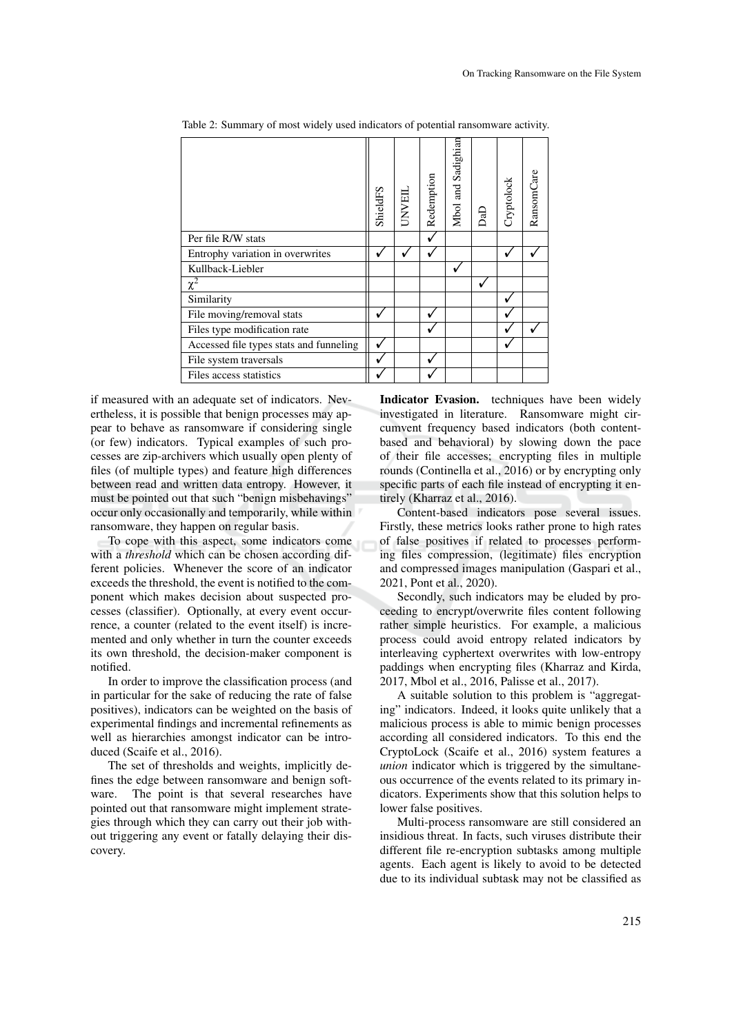Table 2: Summary of most widely used indicators of potential ransomware activity.

| | ShieldFS | UNVEIL | Redemption | Mbol and Sadighian | DaD | Cryptolock | RansomCare |
|---|---|---|---|---|---|---|---|
| Per file R/W stats | | | ✓ | | | | |
| Entrophy variation in overwrites | ✓ | ✓ | ✓ | | | ✓ | ✓ |
| Kullback-Liebler | | | | ✓ | | | |
| $\chi^2$ | | | | | ✓ | | |
| Similarity | | | | | | ✓ | |
| File moving/removal stats | ✓ | | ✓ | | | ✓ | |
| Files type modification rate | | | ✓ | | | ✓ | ✓ |
| Accessed file types stats and funneling | ✓ | | | | | ✓ | |
| File system traversals | ✓ | | ✓ | | | | |
| Files access statistics | ✓ | | ✓ | | | | |

if measured with an adequate set of indicators. Nevertheless, it is possible that benign processes may appear to behave as ransomware if considering single (or few) indicators. Typical examples of such processes are zip-archivers which usually open plenty of files (of multiple types) and feature high differences between read and written data entropy. However, it must be pointed out that such "benign misbehavings" occur only occasionally and temporarily, while within ransomware, they happen on regular basis.

To cope with this aspect, some indicators come with a *threshold* which can be chosen according different policies. Whenever the score of an indicator exceeds the threshold, the event is notified to the component which makes decision about suspected processes (classifier). Optionally, at every event occurrence, a counter (related to the event itself) is incremented and only whether in turn the counter exceeds its own threshold, the decision-maker component is notified.

In order to improve the classification process (and in particular for the sake of reducing the rate of false positives), indicators can be weighted on the basis of experimental findings and incremental refinements as well as hierarchies amongst indicator can be introduced (Scaife et al., 2016).

The set of thresholds and weights, implicitly defines the edge between ransomware and benign software. The point is that several researches have pointed out that ransomware might implement strategies through which they can carry out their job without triggering any event or fatally delaying their discovery.

**Indicator Evasion.** techniques have been widely investigated in literature. Ransomware might circumvent frequency based indicators (both content-based and behavioral) by slowing down the pace of their file accesses; encrypting files in multiple rounds (Continella et al., 2016) or by encrypting only specific parts of each file instead of encrypting it entirely (Kharraz et al., 2016).

Content-based indicators pose several issues. Firstly, these metrics looks rather prone to high rates of false positives if related to processes performing files compression, (legitimate) files encryption and compressed images manipulation (Gaspari et al., 2021, Pont et al., 2020).

Secondly, such indicators may be eluded by proceeding to encrypt/overwrite files content following rather simple heuristics. For example, a malicious process could avoid entropy related indicators by interleaving cyphertext overwrites with low-entropy paddings when encrypting files (Kharraz and Kirda, 2017, Mbol et al., 2016, Palisse et al., 2017).

A suitable solution to this problem is "aggregating" indicators. Indeed, it looks quite unlikely that a malicious process is able to mimic benign processes according all considered indicators. To this end the CryptoLock (Scaife et al., 2016) system features a *union* indicator which is triggered by the simultaneous occurrence of the events related to its primary indicators. Experiments show that this solution helps to lower false positives.

Multi-process ransomware are still considered an insidious threat. In facts, such viruses distribute their different file re-encryption subtasks among multiple agents. Each agent is likely to avoid to be detected due to its individual subtask may not be classified as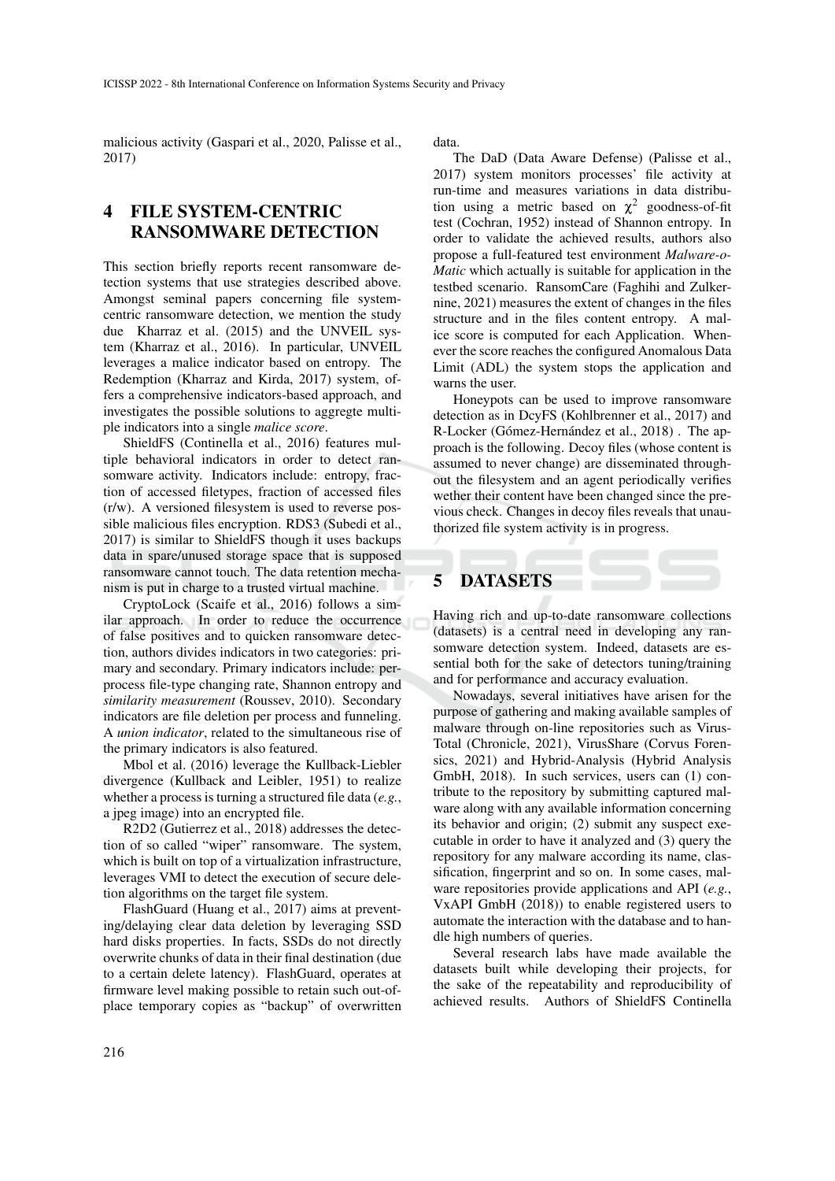malicious activity (Gaspari et al., 2020, Palisse et al., 2017)

## 4 FILE SYSTEM-CENTRIC RANSOMWARE DETECTION

This section briefly reports recent ransomware detection systems that use strategies described above. Amongst seminal papers concerning file system-centric ransomware detection, we mention the study due Kharraz et al. (2015) and the UNVEIL system (Kharraz et al., 2016). In particular, UNVEIL leverages a malice indicator based on entropy. The Redemption (Kharraz and Kirda, 2017) system, offers a comprehensive indicators-based approach, and investigates the possible solutions to aggregte multiple indicators into a single *malice score*.

ShieldFS (Continella et al., 2016) features multiple behavioral indicators in order to detect ransomware activity. Indicators include: entropy, fraction of accessed filetypes, fraction of accessed files (r/w). A versioned filesystem is used to reverse possible malicious files encryption. RDS3 (Subedi et al., 2017) is similar to ShieldFS though it uses backups data in spare/unused storage space that is supposed ransomware cannot touch. The data retention mechanism is put in charge to a trusted virtual machine.

CryptoLock (Scaife et al., 2016) follows a similar approach. In order to reduce the occurrence of false positives and to quicken ransomware detection, authors divides indicators in two categories: primary and secondary. Primary indicators include: per-process file-type changing rate, Shannon entropy and *similarity measurement* (Roussev, 2010). Secondary indicators are file deletion per process and funneling. A *union indicator*, related to the simultaneous rise of the primary indicators is also featured.

Mbol et al. (2016) leverage the Kullback-Liebler divergence (Kullback and Leibler, 1951) to realize whether a process is turning a structured file data (*e.g.*, a jpeg image) into an encrypted file.

R2D2 (Gutierrez et al., 2018) addresses the detection of so called "wiper" ransomware. The system, which is built on top of a virtualization infrastructure, leverages VMI to detect the execution of secure deletion algorithms on the target file system.

FlashGuard (Huang et al., 2017) aims at preventing/delaying clear data deletion by leveraging SSD hard disks properties. In facts, SSDs do not directly overwrite chunks of data in their final destination (due to a certain delete latency). FlashGuard, operates at firmware level making possible to retain such out-of-place temporary copies as "backup" of overwritten data.

The DaD (Data Aware Defense) (Palisse et al., 2017) system monitors processes' file activity at run-time and measures variations in data distribution using a metric based on $\chi^2$ goodness-of-fit test (Cochran, 1952) instead of Shannon entropy. In order to validate the achieved results, authors also propose a full-featured test environment *Malware-o-Matic* which actually is suitable for application in the testbed scenario. RansomCare (Faghihi and Zulkernine, 2021) measures the extent of changes in the files structure and in the files content entropy. A malice score is computed for each Application. Whenever the score reaches the configured Anomalous Data Limit (ADL) the system stops the application and warns the user.

Honeypots can be used to improve ransomware detection as in DcyFS (Kohlbrenner et al., 2017) and R-Locker (Gómez-Hernández et al., 2018) . The approach is the following. Decoy files (whose content is assumed to never change) are disseminated throughout the filesystem and an agent periodically verifies wether their content have been changed since the previous check. Changes in decoy files reveals that unauthorized file system activity is in progress.

## 5 DATASETS

Having rich and up-to-date ransomware collections (datasets) is a central need in developing any ransomware detection system. Indeed, datasets are essential both for the sake of detectors tuning/training and for performance and accuracy evaluation.

Nowadays, several initiatives have arisen for the purpose of gathering and making available samples of malware through on-line repositories such as VirusTotal (Chronicle, 2021), VirusShare (Corvus Forensics, 2021) and Hybrid-Analysis (Hybrid Analysis GmbH, 2018). In such services, users can (1) contribute to the repository by submitting captured malware along with any available information concerning its behavior and origin; (2) submit any suspect executable in order to have it analyzed and (3) query the repository for any malware according its name, classification, fingerprint and so on. In some cases, malware repositories provide applications and API (*e.g.*, VxAPI GmbH (2018)) to enable registered users to automate the interaction with the database and to handle high numbers of queries.

Several research labs have made available the datasets built while developing their projects, for the sake of the repeatability and reproducibility of achieved results. Authors of ShieldFS Continella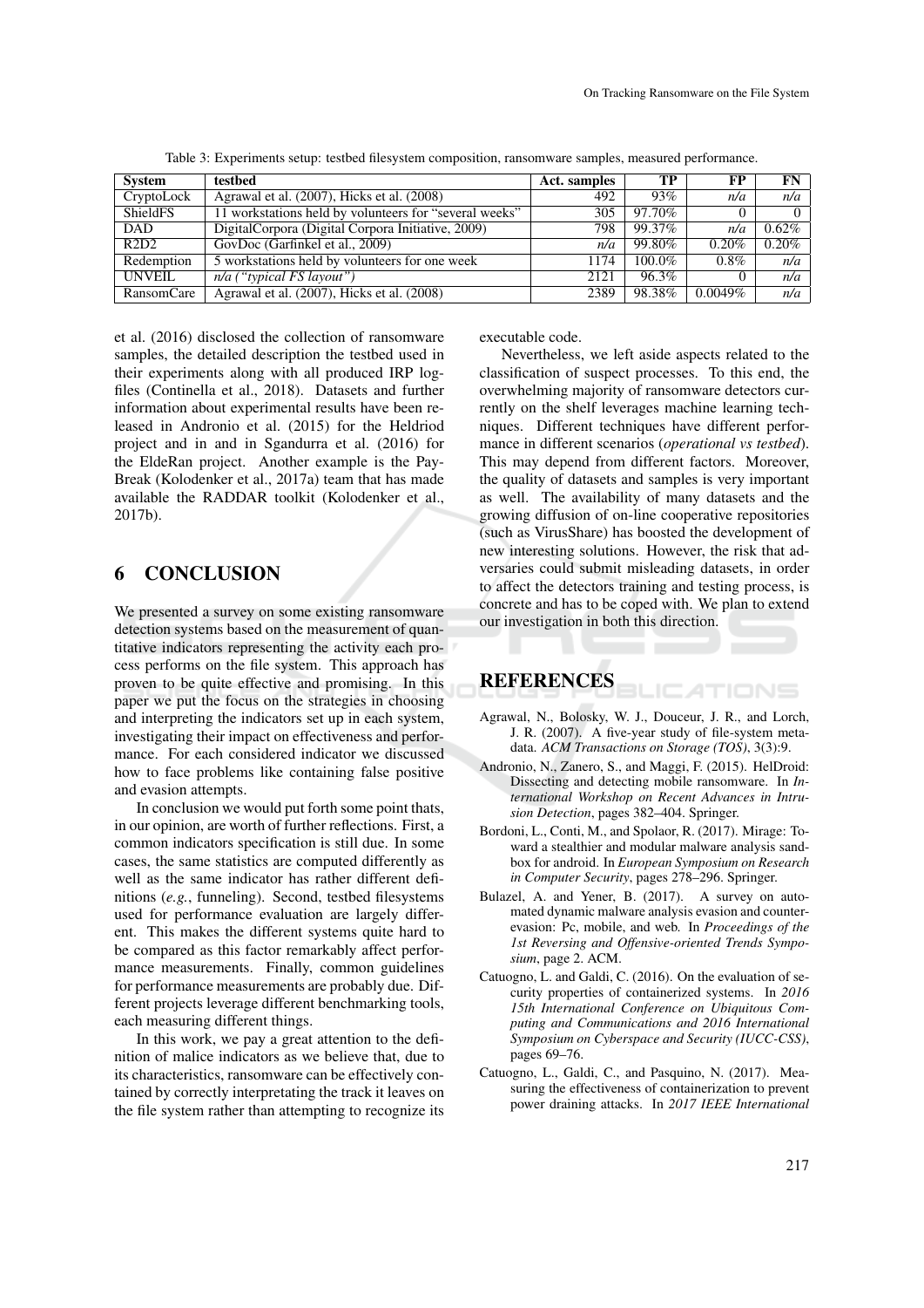Table 3: Experiments setup: testbed filesystem composition, ransomware samples, measured performance.

| System | testbed | Act. samples | TP | FP | FN |
|---|---|---|---|---|---|
| CryptoLock | Agrawal et al. (2007), Hicks et al. (2008) | 492 | 93% | *n/a* | *n/a* |
| ShieldFS | 11 workstations held by volunteers for "several weeks" | 305 | 97.70% | 0 | 0 |
| DAD | DigitalCorpora (Digital Corpora Initiative, 2009) | 798 | 99.37% | *n/a* | 0.62% |
| R2D2 | GovDoc (Garfinkel et al., 2009) | *n/a* | 99.80% | 0.20% | 0.20% |
| Redemption | 5 workstations held by volunteers for one week | 1174 | 100.0% | 0.8% | *n/a* |
| UNVEIL | *n/a ("typical FS layout")* | 2121 | 96.3% | 0 | *n/a* |
| RansomCare | Agrawal et al. (2007), Hicks et al. (2008) | 2389 | 98.38% | 0.0049% | *n/a* |

et al. (2016) disclosed the collection of ransomware samples, the detailed description the testbed used in their experiments along with all produced IRP logfiles (Continella et al., 2018). Datasets and further information about experimental results have been released in Andronio et al. (2015) for the Heldriod project and in and in Sgandurra et al. (2016) for the EldeRan project. Another example is the PayBreak (Kolodenker et al., 2017a) team that has made available the RADDAR toolkit (Kolodenker et al., 2017b).

## 6 CONCLUSION

We presented a survey on some existing ransomware detection systems based on the measurement of quantitative indicators representing the activity each process performs on the file system. This approach has proven to be quite effective and promising. In this paper we put the focus on the strategies in choosing and interpreting the indicators set up in each system, investigating their impact on effectiveness and performance. For each considered indicator we discussed how to face problems like containing false positive and evasion attempts.

In conclusion we would put forth some point thats, in our opinion, are worth of further reflections. First, a common indicators specification is still due. In some cases, the same statistics are computed differently as well as the same indicator has rather different definitions (*e.g.*, funneling). Second, testbed filesystems used for performance evaluation are largely different. This makes the different systems quite hard to be compared as this factor remarkably affect performance measurements. Finally, common guidelines for performance measurements are probably due. Different projects leverage different benchmarking tools, each measuring different things.

In this work, we pay a great attention to the definition of malice indicators as we believe that, due to its characteristics, ransomware can be effectively contained by correctly interpreting the track it leaves on the file system rather than attempting to recognize its executable code.

Nevertheless, we left aside aspects related to the classification of suspect processes. To this end, the overwhelming majority of ransomware detectors currently on the shelf leverages machine learning techniques. Different techniques have different performance in different scenarios (*operational vs testbed*). This may depend from different factors. Moreover, the quality of datasets and samples is very important as well. The availability of many datasets and the growing diffusion of on-line cooperative repositories (such as VirusShare) has boosted the development of new interesting solutions. However, the risk that adversaries could submit misleading datasets, in order to affect the detectors training and testing process, is concrete and has to be coped with. We plan to extend our investigation in both this direction.

## REFERENCES

Agrawal, N., Bolosky, W. J., Douceur, J. R., and Lorch, J. R. (2007). A five-year study of file-system metadata. *ACM Transactions on Storage (TOS)*, 3(3):9.

Andronio, N., Zanero, S., and Maggi, F. (2015). HelDroid: Dissecting and detecting mobile ransomware. In *International Workshop on Recent Advances in Intrusion Detection*, pages 382–404. Springer.

Bordoni, L., Conti, M., and Spolaor, R. (2017). Mirage: Toward a stealthier and modular malware analysis sandbox for android. In *European Symposium on Research in Computer Security*, pages 278–296. Springer.

Bulazel, A. and Yener, B. (2017). A survey on automated dynamic malware analysis evasion and counterevasion: Pc, mobile, and web. In *Proceedings of the 1st Reversing and Offensive-oriented Trends Symposium*, page 2. ACM.

Catuogno, L. and Galdi, C. (2016). On the evaluation of security properties of containerized systems. In *2016 15th International Conference on Ubiquitous Computing and Communications and 2016 International Symposium on Cyberspace and Security (IUCC-CSS)*, pages 69–76.

Catuogno, L., Galdi, C., and Pasquino, N. (2017). Measuring the effectiveness of containerization to prevent power draining attacks. In *2017 IEEE International*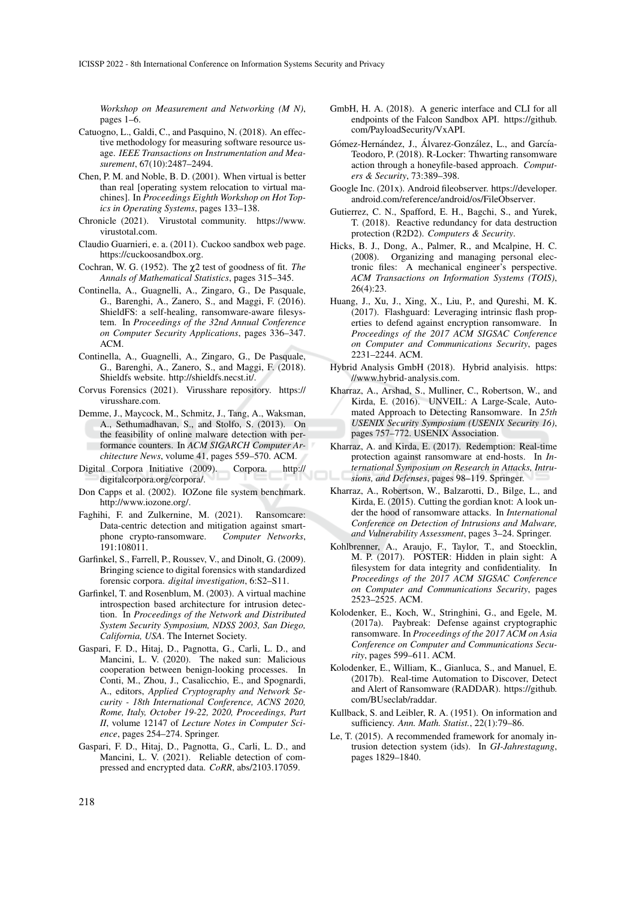*Workshop on Measurement and Networking (M N)*, pages 1–6.

Catuogno, L., Galdi, C., and Pasquino, N. (2018). An effective methodology for measuring software resource usage. *IEEE Transactions on Instrumentation and Measurement*, 67(10):2487–2494.

Chen, P. M. and Noble, B. D. (2001). When virtual is better than real [operating system relocation to virtual machines]. In *Proceedings Eighth Workshop on Hot Topics in Operating Systems*, pages 133–138.

Chronicle (2021). Virustotal community. https://www.virustotal.com.

Claudio Guarnieri, e. a. (2011). Cuckoo sandbox web page. https://cuckoosandbox.org.

Cochran, W. G. (1952). The $\chi 2$ test of goodness of fit. *The Annals of Mathematical Statistics*, pages 315–345.

Continella, A., Guagnelli, A., Zingaro, G., De Pasquale, G., Barenghi, A., Zanero, S., and Maggi, F. (2016). ShieldFS: a self-healing, ransomware-aware filesystem. In *Proceedings of the 32nd Annual Conference on Computer Security Applications*, pages 336–347. ACM.

Continella, A., Guagnelli, A., Zingaro, G., De Pasquale, G., Barenghi, A., Zanero, S., and Maggi, F. (2018). Shieldfs website. http://shieldfs.necst.it/.

Corvus Forensics (2021). Virusshare repository. https://virusshare.com.

Demme, J., Maycock, M., Schmitz, J., Tang, A., Waksman, A., Sethumadhavan, S., and Stolfo, S. (2013). On the feasibility of online malware detection with performance counters. In *ACM SIGARCH Computer Architecture News*, volume 41, pages 559–570. ACM.

Digital Corpora Initiative (2009). Corpora. http://digitalcorpora.org/corpora/.

Don Capps et al. (2002). IOZone file system benchmark. http://www.iozone.org/.

Faghihi, F. and Zulkernine, M. (2021). Ransomcare: Data-centric detection and mitigation against smartphone crypto-ransomware. *Computer Networks*, 191:108011.

Garfinkel, S., Farrell, P., Roussev, V., and Dinolt, G. (2009). Bringing science to digital forensics with standardized forensic corpora. *digital investigation*, 6:S2–S11.

Garfinkel, T. and Rosenblum, M. (2003). A virtual machine introspection based architecture for intrusion detection. In *Proceedings of the Network and Distributed System Security Symposium, NDSS 2003, San Diego, California, USA*. The Internet Society.

Gaspari, F. D., Hitaj, D., Pagnotta, G., Carli, L. D., and Mancini, L. V. (2020). The naked sun: Malicious cooperation between benign-looking processes. In Conti, M., Zhou, J., Casalicchio, E., and Spognardi, A., editors, *Applied Cryptography and Network Security - 18th International Conference, ACNS 2020, Rome, Italy, October 19-22, 2020, Proceedings, Part II*, volume 12147 of *Lecture Notes in Computer Science*, pages 254–274. Springer.

Gaspari, F. D., Hitaj, D., Pagnotta, G., Carli, L. D., and Mancini, L. V. (2021). Reliable detection of compressed and encrypted data. *CoRR*, abs/2103.17059.

GmbH, H. A. (2018). A generic interface and CLI for all endpoints of the Falcon Sandbox API. https://github.com/PayloadSecurity/VxAPI.

Gómez-Hernández, J., Álvarez-González, L., and García-Teodoro, P. (2018). R-Locker: Thwarting ransomware action through a honeyfile-based approach. *Computers & Security*, 73:389–398.

Google Inc. (201x). Android fileobserver. https://developer.android.com/reference/android/os/FileObserver.

Gutierrez, C. N., Spafford, E. H., Bagchi, S., and Yurek, T. (2018). Reactive redundancy for data destruction protection (R2D2). *Computers & Security*.

Hicks, B. J., Dong, A., Palmer, R., and Mcalpine, H. C. (2008). Organizing and managing personal electronic files: A mechanical engineer's perspective. *ACM Transactions on Information Systems (TOIS)*, 26(4):23.

Huang, J., Xu, J., Xing, X., Liu, P., and Qureshi, M. K. (2017). Flashguard: Leveraging intrinsic flash properties to defend against encryption ransomware. In *Proceedings of the 2017 ACM SIGSAC Conference on Computer and Communications Security*, pages 2231–2244. ACM.

Hybrid Analysis GmbH (2018). Hybrid analyisis. https://www.hybrid-analysis.com.

Kharraz, A., Arshad, S., Mulliner, C., Robertson, W., and Kirda, E. (2016). UNVEIL: A Large-Scale, Automated Approach to Detecting Ransomware. In *25th USENIX Security Symposium (USENIX Security 16)*, pages 757–772. USENIX Association.

Kharraz, A. and Kirda, E. (2017). Redemption: Real-time protection against ransomware at end-hosts. In *International Symposium on Research in Attacks, Intrusions, and Defenses*, pages 98–119. Springer.

Kharraz, A., Robertson, W., Balzarotti, D., Bilge, L., and Kirda, E. (2015). Cutting the gordian knot: A look under the hood of ransomware attacks. In *International Conference on Detection of Intrusions and Malware, and Vulnerability Assessment*, pages 3–24. Springer.

Kohlbrenner, A., Araujo, F., Taylor, T., and Stoecklin, M. P. (2017). POSTER: Hidden in plain sight: A filesystem for data integrity and confidentiality. In *Proceedings of the 2017 ACM SIGSAC Conference on Computer and Communications Security*, pages 2523–2525. ACM.

Kolodenker, E., Koch, W., Stringhini, G., and Egele, M. (2017a). Paybreak: Defense against cryptographic ransomware. In *Proceedings of the 2017 ACM on Asia Conference on Computer and Communications Security*, pages 599–611. ACM.

Kolodenker, E., William, K., Gianluca, S., and Manuel, E. (2017b). Real-time Automation to Discover, Detect and Alert of Ransomware (RADDAR). https://github.com/BUseclab/raddar.

Kullback, S. and Leibler, R. A. (1951). On information and sufficiency. *Ann. Math. Statist.*, 22(1):79–86.

Le, T. (2015). A recommended framework for anomaly intrusion detection system (ids). In *GI-Jahrestagung*, pages 1829–1840.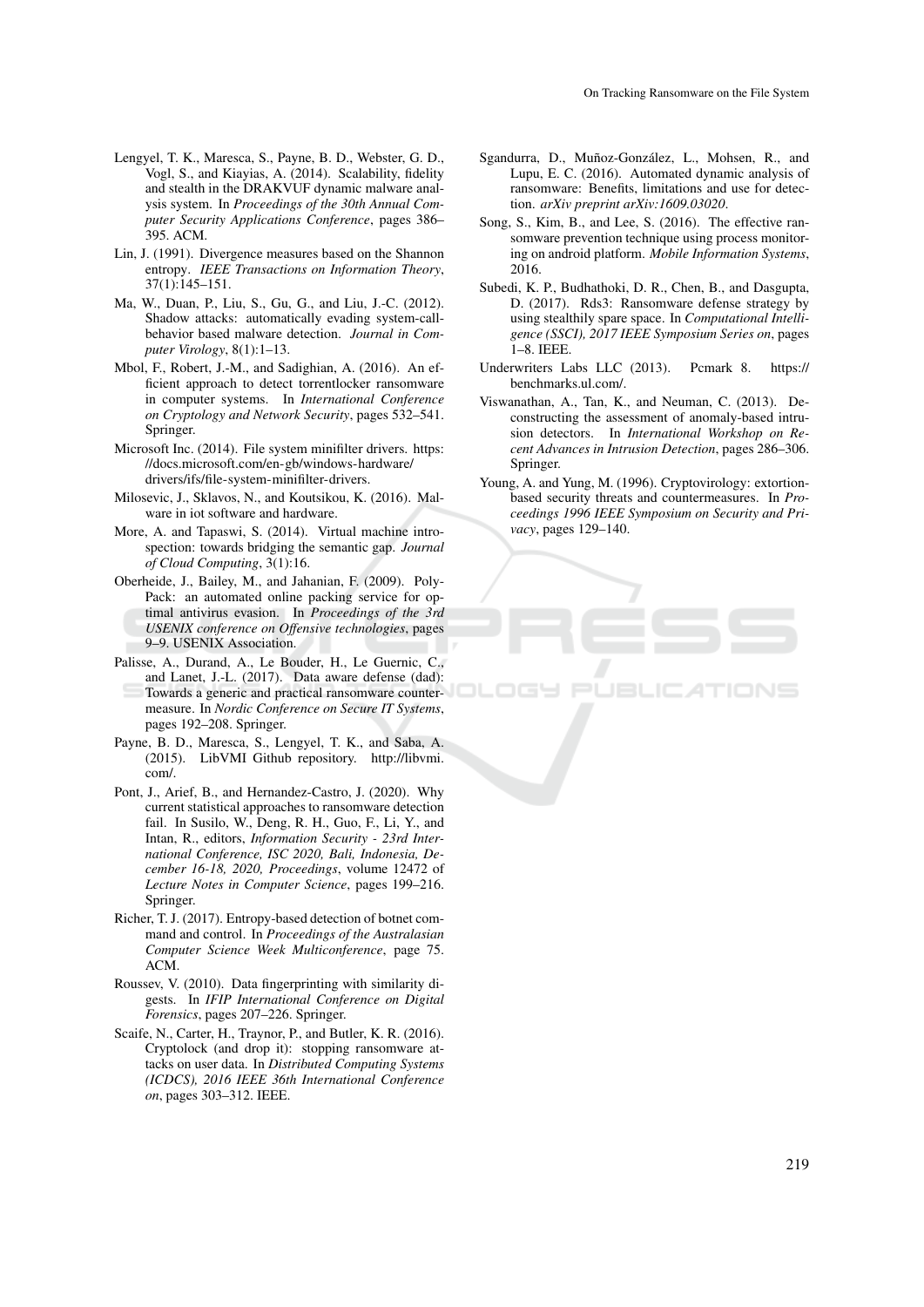Lengyel, T. K., Maresca, S., Payne, B. D., Webster, G. D., Vogl, S., and Kiayias, A. (2014). Scalability, fidelity and stealth in the DRAKVUF dynamic malware analysis system. In *Proceedings of the 30th Annual Computer Security Applications Conference*, pages 386–395. ACM.

Lin, J. (1991). Divergence measures based on the Shannon entropy. *IEEE Transactions on Information Theory*, 37(1):145–151.

Ma, W., Duan, P., Liu, S., Gu, G., and Liu, J.-C. (2012). Shadow attacks: automatically evading system-call-behavior based malware detection. *Journal in Computer Virology*, 8(1):1–13.

Mbol, F., Robert, J.-M., and Sadighian, A. (2016). An efficient approach to detect torrentlocker ransomware in computer systems. In *International Conference on Cryptology and Network Security*, pages 532–541. Springer.

Microsoft Inc. (2014). File system minifilter drivers. https://docs.microsoft.com/en-gb/windows-hardware/drivers/ifs/file-system-minifilter-drivers.

Milosevic, J., Sklavos, N., and Koutsikou, K. (2016). Malware in iot software and hardware.

More, A. and Tapaswi, S. (2014). Virtual machine introspection: towards bridging the semantic gap. *Journal of Cloud Computing*, 3(1):16.

Oberheide, J., Bailey, M., and Jahanian, F. (2009). PolyPack: an automated online packing service for optimal antivirus evasion. In *Proceedings of the 3rd USENIX conference on Offensive technologies*, pages 9–9. USENIX Association.

Palisse, A., Durand, A., Le Bouder, H., Le Guernic, C., and Lanet, J.-L. (2017). Data aware defense (dad): Towards a generic and practical ransomware countermeasure. In *Nordic Conference on Secure IT Systems*, pages 192–208. Springer.

Payne, B. D., Maresca, S., Lengyel, T. K., and Saba, A. (2015). LibVMI Github repository. http://libvmi.com/.

Pont, J., Arief, B., and Hernandez-Castro, J. (2020). Why current statistical approaches to ransomware detection fail. In Susilo, W., Deng, R. H., Guo, F., Li, Y., and Intan, R., editors, *Information Security - 23rd International Conference, ISC 2020, Bali, Indonesia, December 16-18, 2020, Proceedings*, volume 12472 of *Lecture Notes in Computer Science*, pages 199–216. Springer.

Richer, T. J. (2017). Entropy-based detection of botnet command and control. In *Proceedings of the Australasian Computer Science Week Multiconference*, page 75. ACM.

Roussev, V. (2010). Data fingerprinting with similarity digests. In *IFIP International Conference on Digital Forensics*, pages 207–226. Springer.

Scaife, N., Carter, H., Traynor, P., and Butler, K. R. (2016). Cryptolock (and drop it): stopping ransomware attacks on user data. In *Distributed Computing Systems (ICDCS), 2016 IEEE 36th International Conference on*, pages 303–312. IEEE.

Sgandurra, D., Muñoz-González, L., Mohsen, R., and Lupu, E. C. (2016). Automated dynamic analysis of ransomware: Benefits, limitations and use for detection. *arXiv preprint arXiv:1609.03020*.

Song, S., Kim, B., and Lee, S. (2016). The effective ransomware prevention technique using process monitoring on android platform. *Mobile Information Systems*, 2016.

Subedi, K. P., Budhathoki, D. R., Chen, B., and Dasgupta, D. (2017). Rds3: Ransomware defense strategy by using stealthily spare space. In *Computational Intelligence (SSCI), 2017 IEEE Symposium Series on*, pages 1–8. IEEE.

Underwriters Labs LLC (2013). Pcmark 8. https://benchmarks.ul.com/.

Viswanathan, A., Tan, K., and Neuman, C. (2013). Deconstructing the assessment of anomaly-based intrusion detectors. In *International Workshop on Recent Advances in Intrusion Detection*, pages 286–306. Springer.

Young, A. and Yung, M. (1996). Cryptovirology: extortion-based security threats and countermeasures. In *Proceedings 1996 IEEE Symposium on Security and Privacy*, pages 129–140.